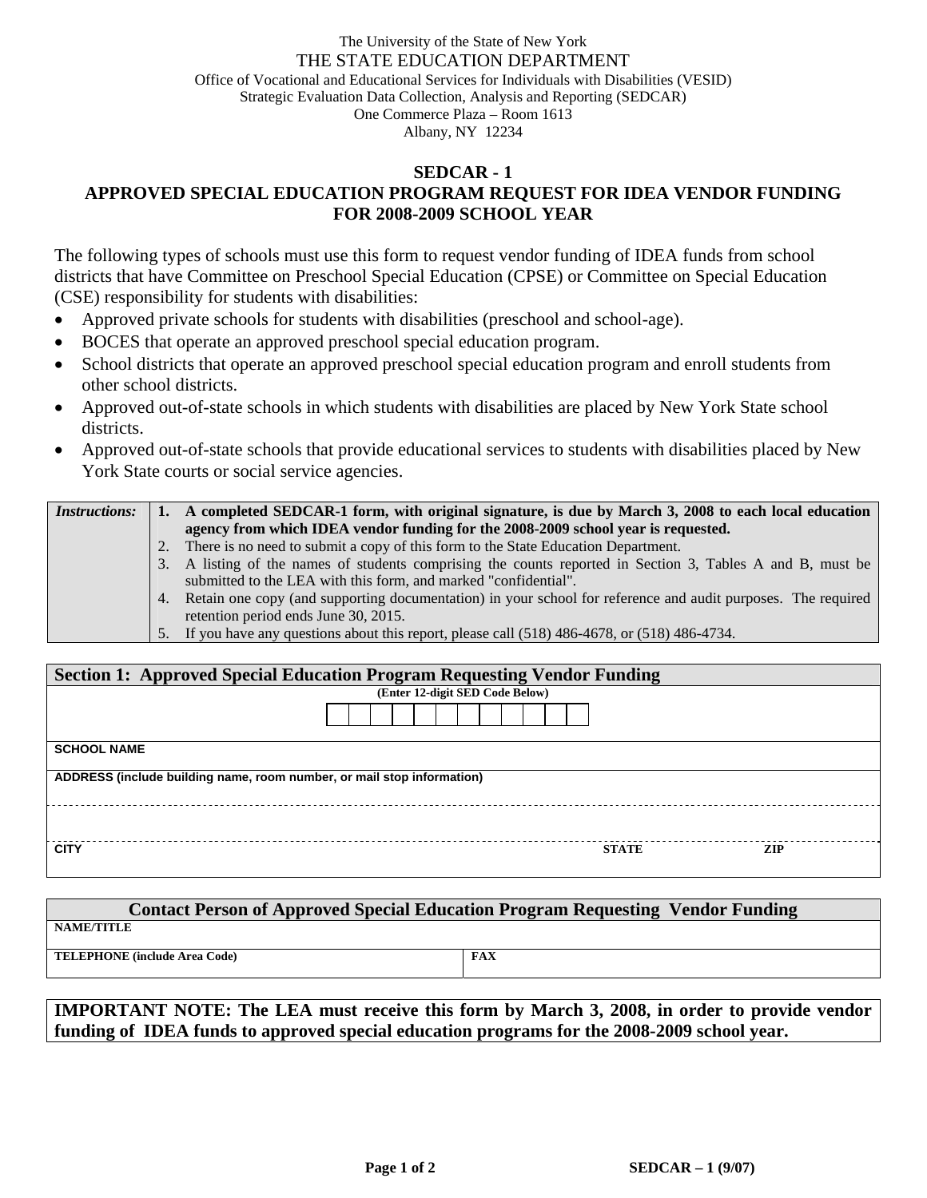The University of the State of New York
THE STATE EDUCATION DEPARTMENT
Office of Vocational and Educational Services for Individuals with Disabilities (VESID)
Strategic Evaluation Data Collection, Analysis and Reporting (SEDCAR)
One Commerce Plaza – Room 1613
Albany, NY 12234

# SEDCAR - 1
## APPROVED SPECIAL EDUCATION PROGRAM REQUEST FOR IDEA VENDOR FUNDING FOR 2008-2009 SCHOOL YEAR

The following types of schools must use this form to request vendor funding of IDEA funds from school districts that have Committee on Preschool Special Education (CPSE) or Committee on Special Education (CSE) responsibility for students with disabilities:

- Approved private schools for students with disabilities (preschool and school-age).
- BOCES that operate an approved preschool special education program.
- School districts that operate an approved preschool special education program and enroll students from other school districts.
- Approved out-of-state schools in which students with disabilities are placed by New York State school districts.
- Approved out-of-state schools that provide educational services to students with disabilities placed by New York State courts or social service agencies.

| *Instructions:* | |
|---|---|
| | 1. **A completed SEDCAR-1 form, with original signature, is due by March 3, 2008 to each local education agency from which IDEA vendor funding for the 2008-2009 school year is requested.** |
| | 2. There is no need to submit a copy of this form to the State Education Department. |
| | 3. A listing of the names of students comprising the counts reported in Section 3, Tables A and B, must be submitted to the LEA with this form, and marked "confidential". |
| | 4. Retain one copy (and supporting documentation) in your school for reference and audit purposes. The required retention period ends June 30, 2015. |
| | 5. If you have any questions about this report, please call (518) 486-4678, or (518) 486-4734. |

| **Section 1: Approved Special Education Program Requesting Vendor Funding** | | |
|---|---|---|
| **(Enter 12-digit SED Code Below)** | | |
| SCHOOL NAME | | |
| ADDRESS (include building name, room number, or mail stop information) | | |
| | | |
| CITY | STATE | ZIP |

| **Contact Person of Approved Special Education Program Requesting Vendor Funding** | |
|---|---|
| NAME/TITLE | |
| TELEPHONE (include Area Code) | FAX |

**IMPORTANT NOTE: The LEA must receive this form by March 3, 2008, in order to provide vendor funding of IDEA funds to approved special education programs for the 2008-2009 school year.**

SEDCAR – 1 (9/07)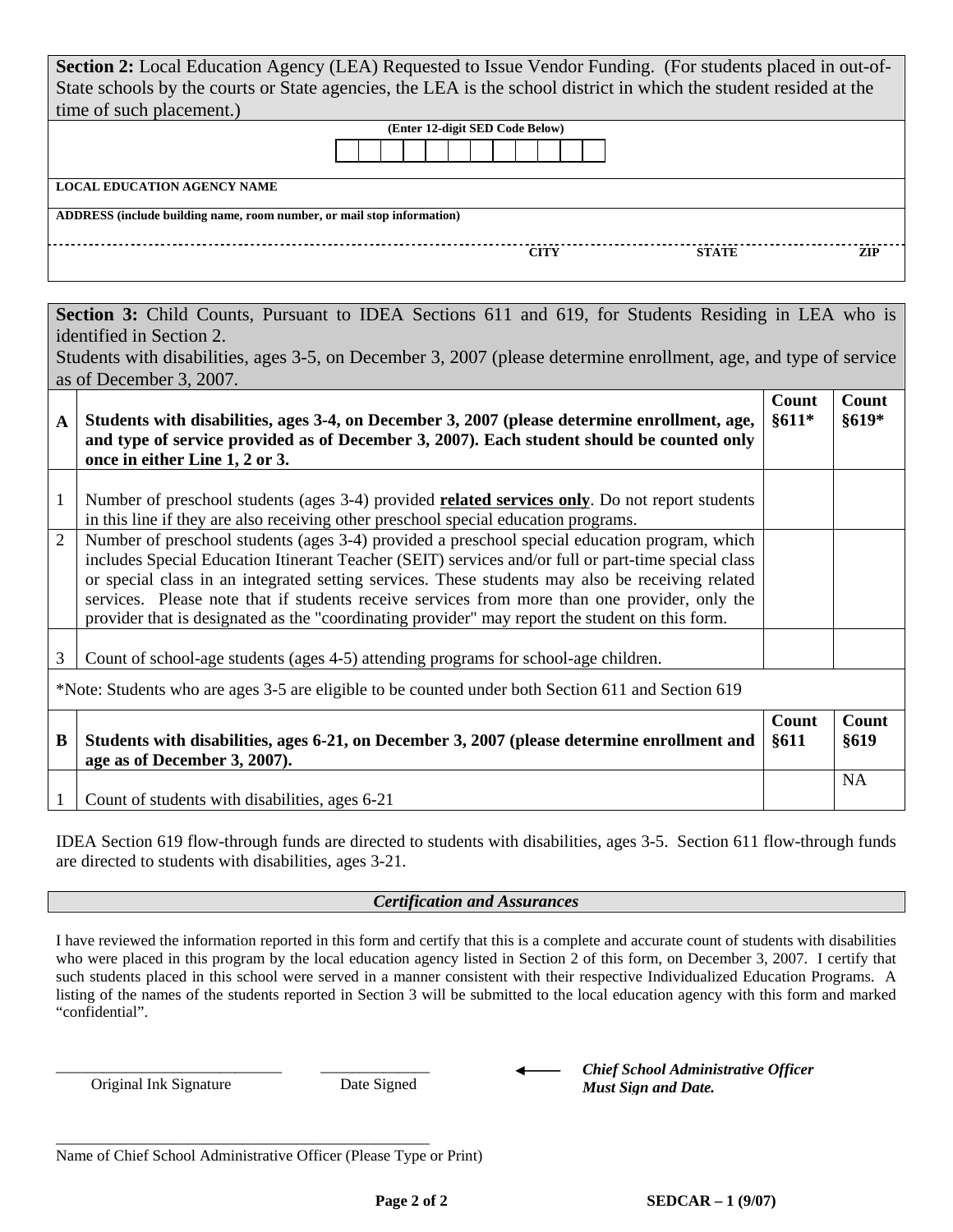**Section 2:** Local Education Agency (LEA) Requested to Issue Vendor Funding. (For students placed in out-of-State schools by the courts or State agencies, the LEA is the school district in which the student resided at the time of such placement.)

**(Enter 12-digit SED Code Below)**

| | | | | | | | | | | | |
|---|---|---|---|---|---|---|---|---|---|---|---|
| | | | | | | | | | | | |

**LOCAL EDUCATION AGENCY NAME**

**ADDRESS (include building name, room number, or mail stop information)**

**CITY** **STATE** **ZIP**

**Section 3:** Child Counts, Pursuant to IDEA Sections 611 and 619, for Students Residing in LEA who is identified in Section 2.
Students with disabilities, ages 3-5, on December 3, 2007 (please determine enrollment, age, and type of service as of December 3, 2007.

| | | | |
|---|---|---|---|
| **A** | **Students with disabilities, ages 3-4, on December 3, 2007 (please determine enrollment, age, and type of service provided as of December 3, 2007). Each student should be counted only once in either Line 1, 2 or 3.** | **Count §611*** | **Count §619*** |
| 1 | Number of preschool students (ages 3-4) provided **related services only**. Do not report students in this line if they are also receiving other preschool special education programs. | | |
| 2 | Number of preschool students (ages 3-4) provided a preschool special education program, which includes Special Education Itinerant Teacher (SEIT) services and/or full or part-time special class or special class in an integrated setting services. These students may also be receiving related services. Please note that if students receive services from more than one provider, only the provider that is designated as the "coordinating provider" may report the student on this form. | | |
| 3 | Count of school-age students (ages 4-5) attending programs for school-age children. | | |

*Note: Students who are ages 3-5 are eligible to be counted under both Section 611 and Section 619

| | | | |
|---|---|---|---|
| **B** | **Students with disabilities, ages 6-21, on December 3, 2007 (please determine enrollment and age as of December 3, 2007).** | **Count §611** | **Count §619** |
| 1 | Count of students with disabilities, ages 6-21 | | NA |

IDEA Section 619 flow-through funds are directed to students with disabilities, ages 3-5. Section 611 flow-through funds are directed to students with disabilities, ages 3-21.

***Certification and Assurances***

I have reviewed the information reported in this form and certify that this is a complete and accurate count of students with disabilities who were placed in this program by the local education agency listed in Section 2 of this form, on December 3, 2007. I certify that such students placed in this school were served in a manner consistent with their respective Individualized Education Programs. A listing of the names of the students reported in Section 3 will be submitted to the local education agency with this form and marked "confidential".

\_\_\_\_\_\_\_\_\_\_\_\_\_\_\_\_\_\_\_\_\_\_\_\_\_\_\_\_ \_\_\_\_\_\_\_\_\_\_\_\_\_\_
Original Ink Signature Date Signed ← ***Chief School Administrative Officer Must Sign and Date.***

\_\_\_\_\_\_\_\_\_\_\_\_\_\_\_\_\_\_\_\_\_\_\_\_\_\_\_\_\_\_\_\_\_\_\_\_\_\_\_\_\_\_\_\_\_\_
Name of Chief School Administrative Officer (Please Type or Print)

**SEDCAR – 1 (9/07)**